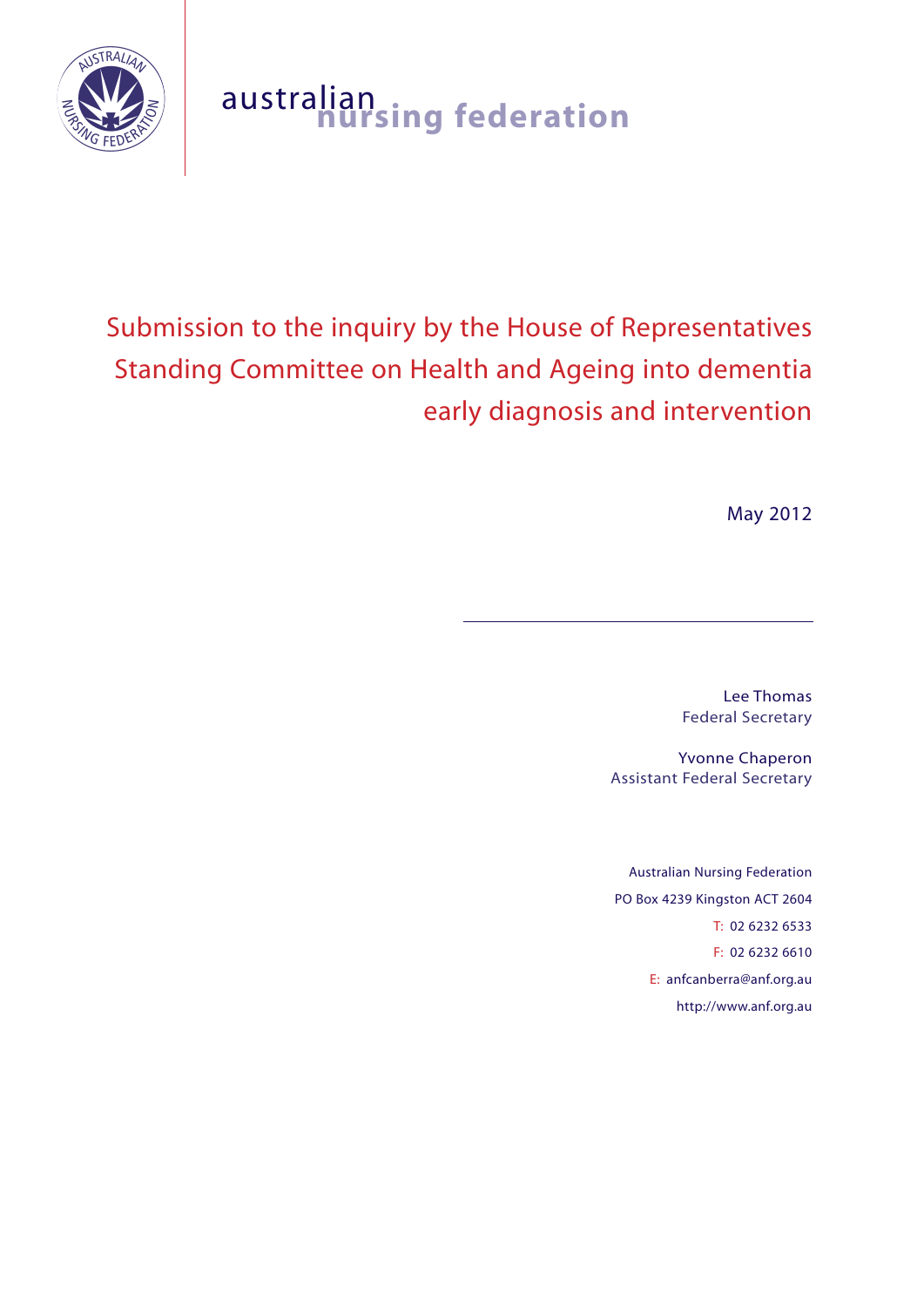australian nursing federation

# Submission to the inquiry by the House of Representatives Standing Committee on Health and Ageing into dementia early diagnosis and intervention

May 2012

Lee Thomas
Federal Secretary

Yvonne Chaperon
Assistant Federal Secretary

Australian Nursing Federation
PO Box 4239 Kingston ACT 2604
T: 02 6232 6533
F: 02 6232 6610
E: anfcanberra@anf.org.au
http://www.anf.org.au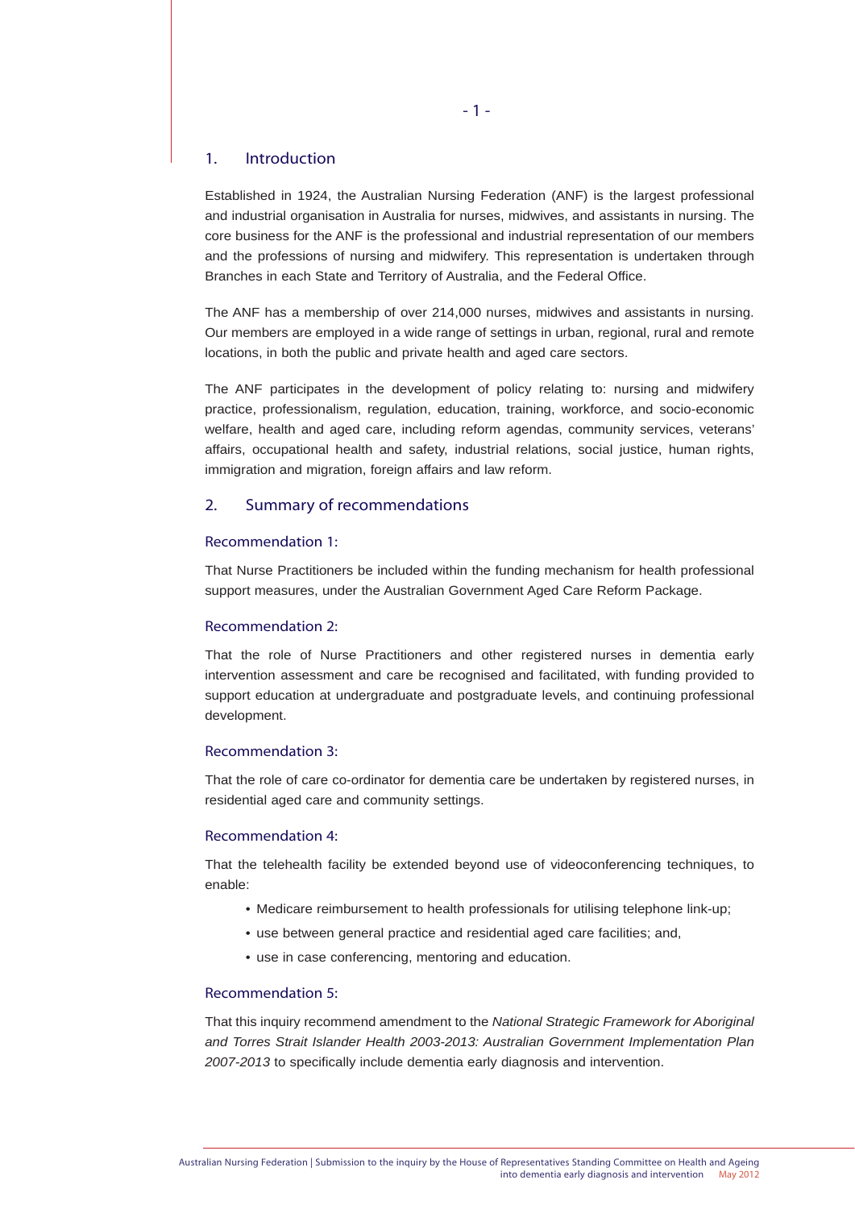## 1. Introduction

Established in 1924, the Australian Nursing Federation (ANF) is the largest professional and industrial organisation in Australia for nurses, midwives, and assistants in nursing. The core business for the ANF is the professional and industrial representation of our members and the professions of nursing and midwifery. This representation is undertaken through Branches in each State and Territory of Australia, and the Federal Office.

The ANF has a membership of over 214,000 nurses, midwives and assistants in nursing. Our members are employed in a wide range of settings in urban, regional, rural and remote locations, in both the public and private health and aged care sectors.

The ANF participates in the development of policy relating to: nursing and midwifery practice, professionalism, regulation, education, training, workforce, and socio-economic welfare, health and aged care, including reform agendas, community services, veterans' affairs, occupational health and safety, industrial relations, social justice, human rights, immigration and migration, foreign affairs and law reform.

## 2. Summary of recommendations

### Recommendation 1:

That Nurse Practitioners be included within the funding mechanism for health professional support measures, under the Australian Government Aged Care Reform Package.

### Recommendation 2:

That the role of Nurse Practitioners and other registered nurses in dementia early intervention assessment and care be recognised and facilitated, with funding provided to support education at undergraduate and postgraduate levels, and continuing professional development.

### Recommendation 3:

That the role of care co-ordinator for dementia care be undertaken by registered nurses, in residential aged care and community settings.

### Recommendation 4:

That the telehealth facility be extended beyond use of videoconferencing techniques, to enable:

- Medicare reimbursement to health professionals for utilising telephone link-up;
- use between general practice and residential aged care facilities; and,
- use in case conferencing, mentoring and education.

### Recommendation 5:

That this inquiry recommend amendment to the *National Strategic Framework for Aboriginal and Torres Strait Islander Health 2003-2013: Australian Government Implementation Plan 2007-2013* to specifically include dementia early diagnosis and intervention.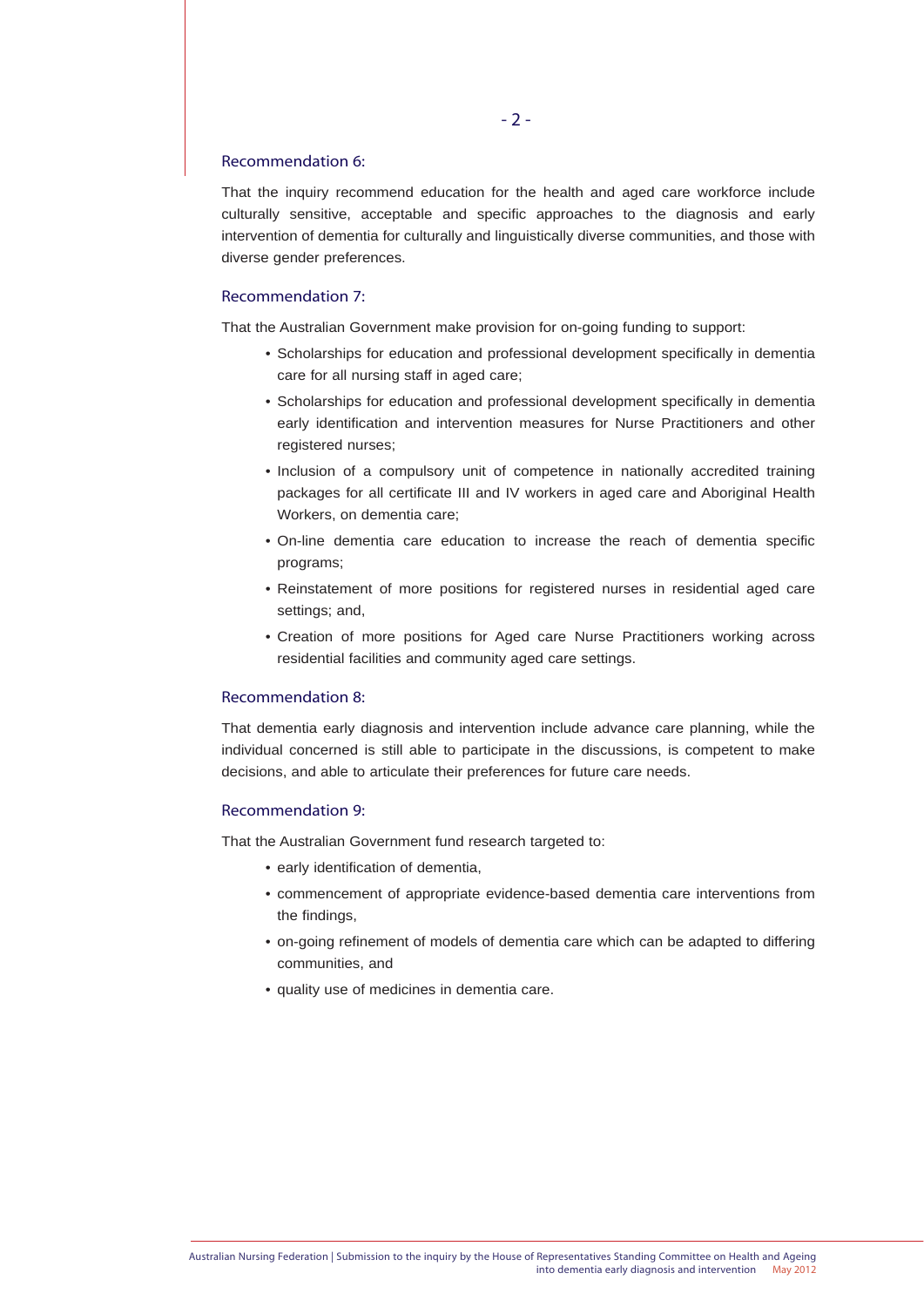### Recommendation 6:

That the inquiry recommend education for the health and aged care workforce include culturally sensitive, acceptable and specific approaches to the diagnosis and early intervention of dementia for culturally and linguistically diverse communities, and those with diverse gender preferences.

### Recommendation 7:

That the Australian Government make provision for on-going funding to support:

- Scholarships for education and professional development specifically in dementia care for all nursing staff in aged care;
- Scholarships for education and professional development specifically in dementia early identification and intervention measures for Nurse Practitioners and other registered nurses;
- Inclusion of a compulsory unit of competence in nationally accredited training packages for all certificate III and IV workers in aged care and Aboriginal Health Workers, on dementia care;
- On-line dementia care education to increase the reach of dementia specific programs;
- Reinstatement of more positions for registered nurses in residential aged care settings; and,
- Creation of more positions for Aged care Nurse Practitioners working across residential facilities and community aged care settings.

### Recommendation 8:

That dementia early diagnosis and intervention include advance care planning, while the individual concerned is still able to participate in the discussions, is competent to make decisions, and able to articulate their preferences for future care needs.

### Recommendation 9:

That the Australian Government fund research targeted to:

- early identification of dementia,
- commencement of appropriate evidence-based dementia care interventions from the findings,
- on-going refinement of models of dementia care which can be adapted to differing communities, and
- quality use of medicines in dementia care.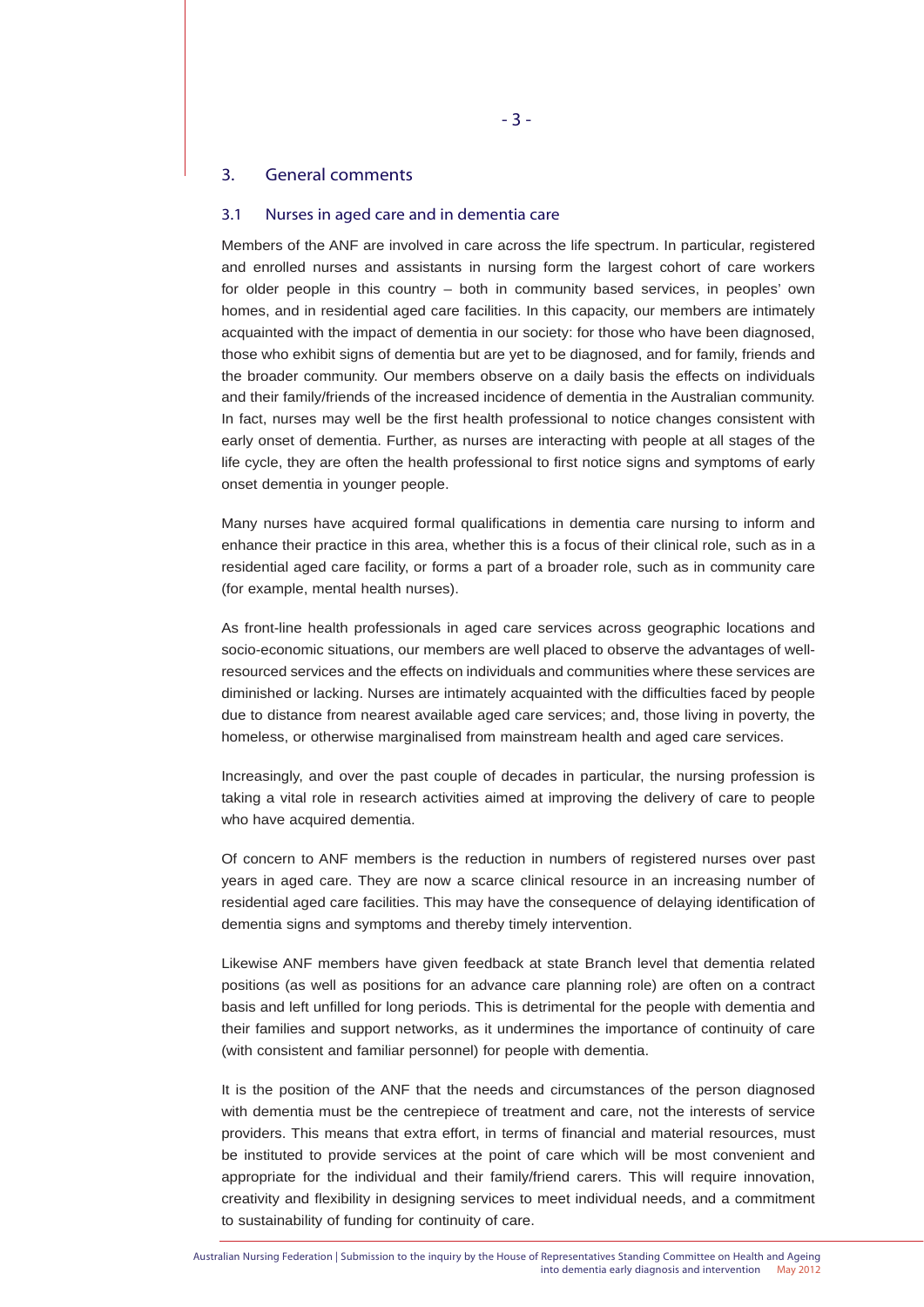## 3. General comments

### 3.1 Nurses in aged care and in dementia care

Members of the ANF are involved in care across the life spectrum. In particular, registered and enrolled nurses and assistants in nursing form the largest cohort of care workers for older people in this country – both in community based services, in peoples' own homes, and in residential aged care facilities. In this capacity, our members are intimately acquainted with the impact of dementia in our society: for those who have been diagnosed, those who exhibit signs of dementia but are yet to be diagnosed, and for family, friends and the broader community. Our members observe on a daily basis the effects on individuals and their family/friends of the increased incidence of dementia in the Australian community. In fact, nurses may well be the first health professional to notice changes consistent with early onset of dementia. Further, as nurses are interacting with people at all stages of the life cycle, they are often the health professional to first notice signs and symptoms of early onset dementia in younger people.

Many nurses have acquired formal qualifications in dementia care nursing to inform and enhance their practice in this area, whether this is a focus of their clinical role, such as in a residential aged care facility, or forms a part of a broader role, such as in community care (for example, mental health nurses).

As front-line health professionals in aged care services across geographic locations and socio-economic situations, our members are well placed to observe the advantages of well-resourced services and the effects on individuals and communities where these services are diminished or lacking. Nurses are intimately acquainted with the difficulties faced by people due to distance from nearest available aged care services; and, those living in poverty, the homeless, or otherwise marginalised from mainstream health and aged care services.

Increasingly, and over the past couple of decades in particular, the nursing profession is taking a vital role in research activities aimed at improving the delivery of care to people who have acquired dementia.

Of concern to ANF members is the reduction in numbers of registered nurses over past years in aged care. They are now a scarce clinical resource in an increasing number of residential aged care facilities. This may have the consequence of delaying identification of dementia signs and symptoms and thereby timely intervention.

Likewise ANF members have given feedback at state Branch level that dementia related positions (as well as positions for an advance care planning role) are often on a contract basis and left unfilled for long periods. This is detrimental for the people with dementia and their families and support networks, as it undermines the importance of continuity of care (with consistent and familiar personnel) for people with dementia.

It is the position of the ANF that the needs and circumstances of the person diagnosed with dementia must be the centrepiece of treatment and care, not the interests of service providers. This means that extra effort, in terms of financial and material resources, must be instituted to provide services at the point of care which will be most convenient and appropriate for the individual and their family/friend carers. This will require innovation, creativity and flexibility in designing services to meet individual needs, and a commitment to sustainability of funding for continuity of care.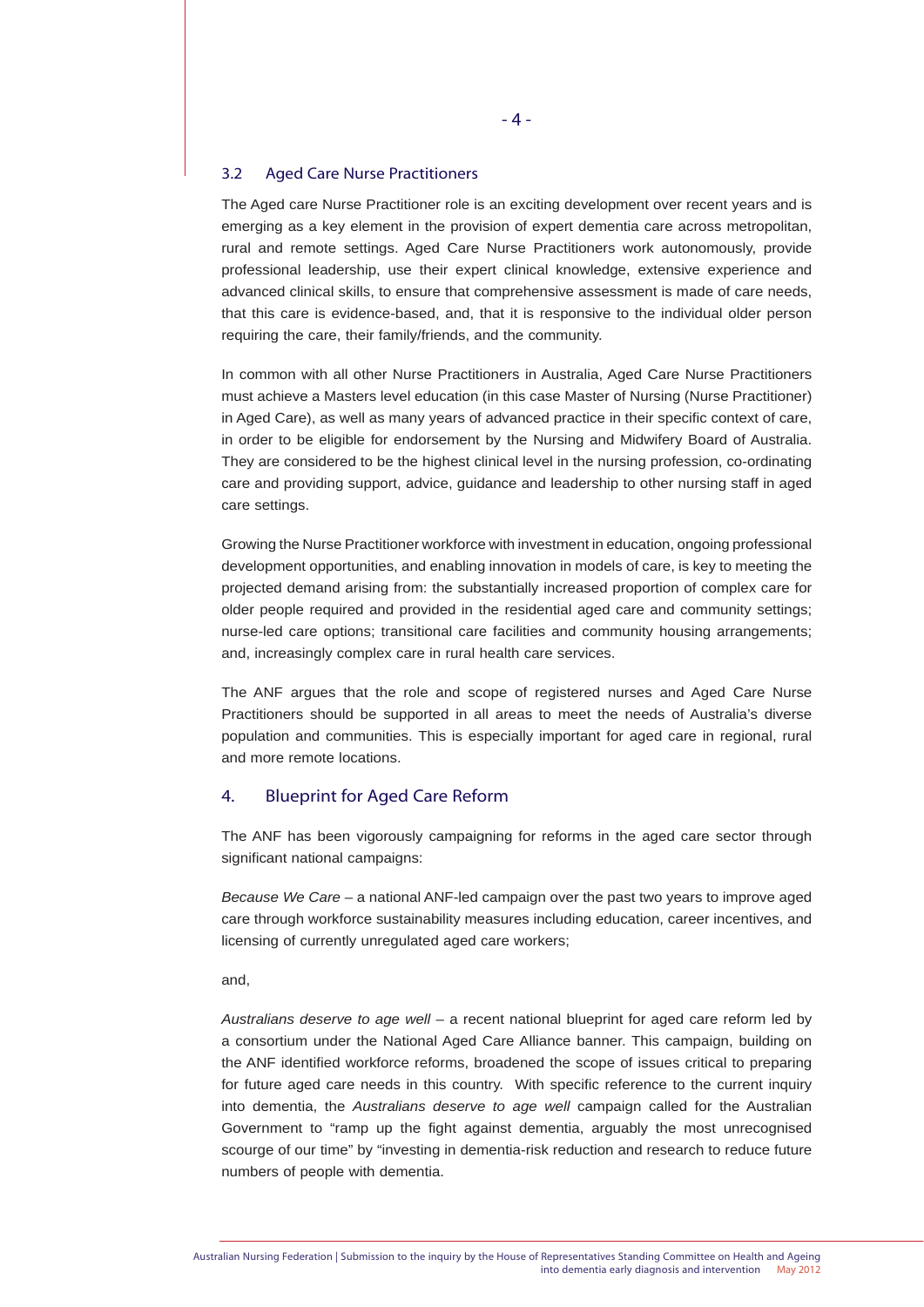### 3.2 Aged Care Nurse Practitioners

The Aged care Nurse Practitioner role is an exciting development over recent years and is emerging as a key element in the provision of expert dementia care across metropolitan, rural and remote settings. Aged Care Nurse Practitioners work autonomously, provide professional leadership, use their expert clinical knowledge, extensive experience and advanced clinical skills, to ensure that comprehensive assessment is made of care needs, that this care is evidence-based, and, that it is responsive to the individual older person requiring the care, their family/friends, and the community.

In common with all other Nurse Practitioners in Australia, Aged Care Nurse Practitioners must achieve a Masters level education (in this case Master of Nursing (Nurse Practitioner) in Aged Care), as well as many years of advanced practice in their specific context of care, in order to be eligible for endorsement by the Nursing and Midwifery Board of Australia. They are considered to be the highest clinical level in the nursing profession, co-ordinating care and providing support, advice, guidance and leadership to other nursing staff in aged care settings.

Growing the Nurse Practitioner workforce with investment in education, ongoing professional development opportunities, and enabling innovation in models of care, is key to meeting the projected demand arising from: the substantially increased proportion of complex care for older people required and provided in the residential aged care and community settings; nurse-led care options; transitional care facilities and community housing arrangements; and, increasingly complex care in rural health care services.

The ANF argues that the role and scope of registered nurses and Aged Care Nurse Practitioners should be supported in all areas to meet the needs of Australia's diverse population and communities. This is especially important for aged care in regional, rural and more remote locations.

## 4. Blueprint for Aged Care Reform

The ANF has been vigorously campaigning for reforms in the aged care sector through significant national campaigns:

*Because We Care* – a national ANF-led campaign over the past two years to improve aged care through workforce sustainability measures including education, career incentives, and licensing of currently unregulated aged care workers;

and,

*Australians deserve to age well* – a recent national blueprint for aged care reform led by a consortium under the National Aged Care Alliance banner. This campaign, building on the ANF identified workforce reforms, broadened the scope of issues critical to preparing for future aged care needs in this country. With specific reference to the current inquiry into dementia, the *Australians deserve to age well* campaign called for the Australian Government to "ramp up the fight against dementia, arguably the most unrecognised scourge of our time" by "investing in dementia-risk reduction and research to reduce future numbers of people with dementia.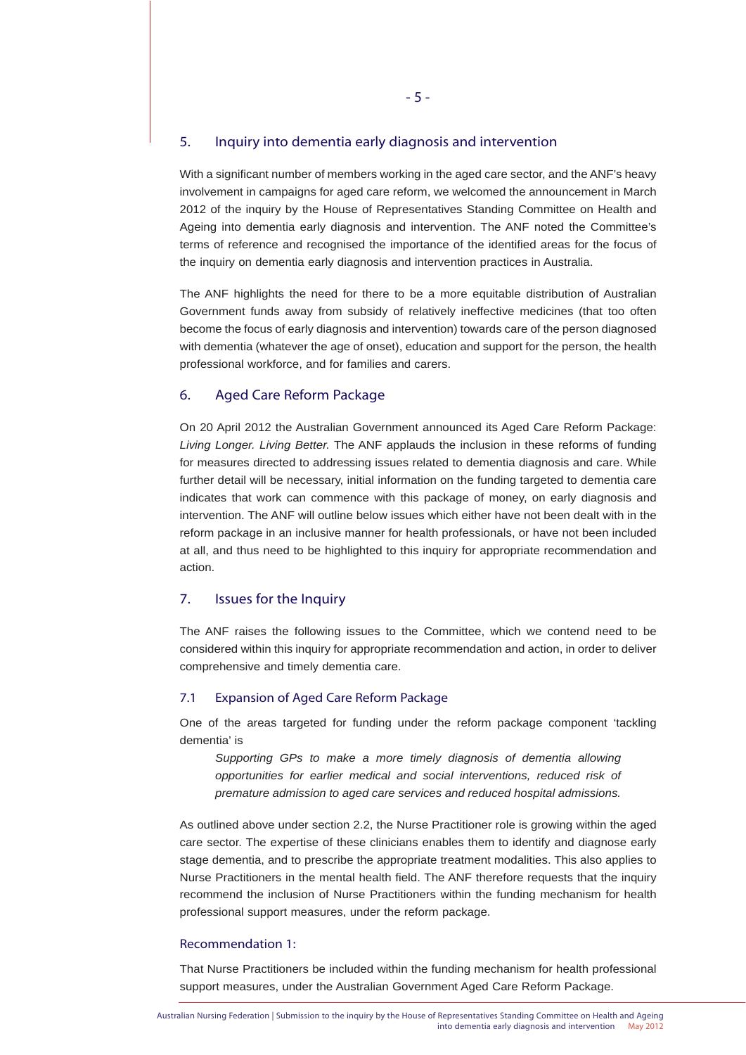## 5. Inquiry into dementia early diagnosis and intervention

With a significant number of members working in the aged care sector, and the ANF's heavy involvement in campaigns for aged care reform, we welcomed the announcement in March 2012 of the inquiry by the House of Representatives Standing Committee on Health and Ageing into dementia early diagnosis and intervention. The ANF noted the Committee's terms of reference and recognised the importance of the identified areas for the focus of the inquiry on dementia early diagnosis and intervention practices in Australia.

The ANF highlights the need for there to be a more equitable distribution of Australian Government funds away from subsidy of relatively ineffective medicines (that too often become the focus of early diagnosis and intervention) towards care of the person diagnosed with dementia (whatever the age of onset), education and support for the person, the health professional workforce, and for families and carers.

## 6. Aged Care Reform Package

On 20 April 2012 the Australian Government announced its Aged Care Reform Package: *Living Longer. Living Better.* The ANF applauds the inclusion in these reforms of funding for measures directed to addressing issues related to dementia diagnosis and care. While further detail will be necessary, initial information on the funding targeted to dementia care indicates that work can commence with this package of money, on early diagnosis and intervention. The ANF will outline below issues which either have not been dealt with in the reform package in an inclusive manner for health professionals, or have not been included at all, and thus need to be highlighted to this inquiry for appropriate recommendation and action.

## 7. Issues for the Inquiry

The ANF raises the following issues to the Committee, which we contend need to be considered within this inquiry for appropriate recommendation and action, in order to deliver comprehensive and timely dementia care.

### 7.1 Expansion of Aged Care Reform Package

One of the areas targeted for funding under the reform package component 'tackling dementia' is

> *Supporting GPs to make a more timely diagnosis of dementia allowing opportunities for earlier medical and social interventions, reduced risk of premature admission to aged care services and reduced hospital admissions.*

As outlined above under section 2.2, the Nurse Practitioner role is growing within the aged care sector. The expertise of these clinicians enables them to identify and diagnose early stage dementia, and to prescribe the appropriate treatment modalities. This also applies to Nurse Practitioners in the mental health field. The ANF therefore requests that the inquiry recommend the inclusion of Nurse Practitioners within the funding mechanism for health professional support measures, under the reform package.

#### Recommendation 1:

That Nurse Practitioners be included within the funding mechanism for health professional support measures, under the Australian Government Aged Care Reform Package.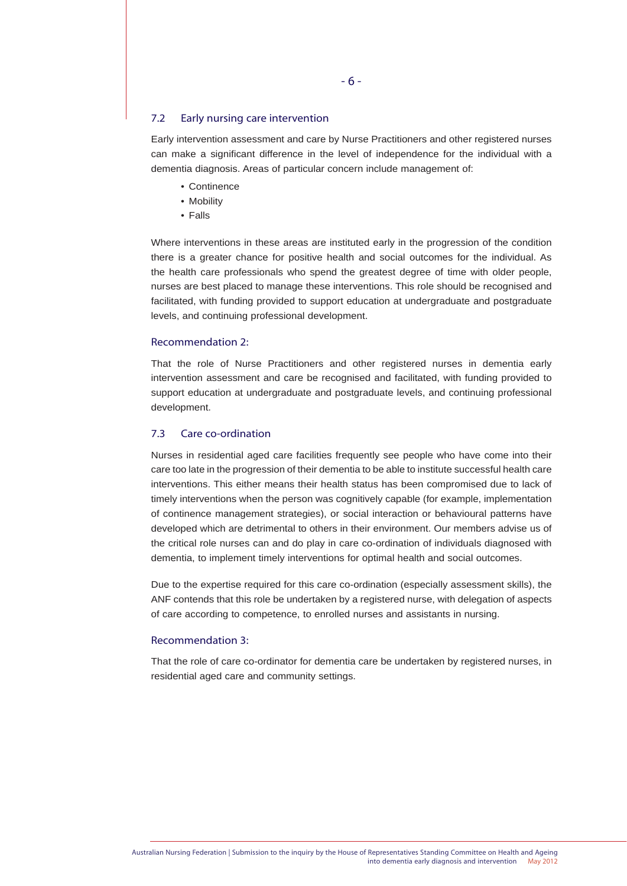## 7.2 Early nursing care intervention

Early intervention assessment and care by Nurse Practitioners and other registered nurses can make a significant difference in the level of independence for the individual with a dementia diagnosis. Areas of particular concern include management of:

- Continence
- Mobility
- Falls

Where interventions in these areas are instituted early in the progression of the condition there is a greater chance for positive health and social outcomes for the individual. As the health care professionals who spend the greatest degree of time with older people, nurses are best placed to manage these interventions. This role should be recognised and facilitated, with funding provided to support education at undergraduate and postgraduate levels, and continuing professional development.

### Recommendation 2:

That the role of Nurse Practitioners and other registered nurses in dementia early intervention assessment and care be recognised and facilitated, with funding provided to support education at undergraduate and postgraduate levels, and continuing professional development.

## 7.3 Care co-ordination

Nurses in residential aged care facilities frequently see people who have come into their care too late in the progression of their dementia to be able to institute successful health care interventions. This either means their health status has been compromised due to lack of timely interventions when the person was cognitively capable (for example, implementation of continence management strategies), or social interaction or behavioural patterns have developed which are detrimental to others in their environment. Our members advise us of the critical role nurses can and do play in care co-ordination of individuals diagnosed with dementia, to implement timely interventions for optimal health and social outcomes.

Due to the expertise required for this care co-ordination (especially assessment skills), the ANF contends that this role be undertaken by a registered nurse, with delegation of aspects of care according to competence, to enrolled nurses and assistants in nursing.

### Recommendation 3:

That the role of care co-ordinator for dementia care be undertaken by registered nurses, in residential aged care and community settings.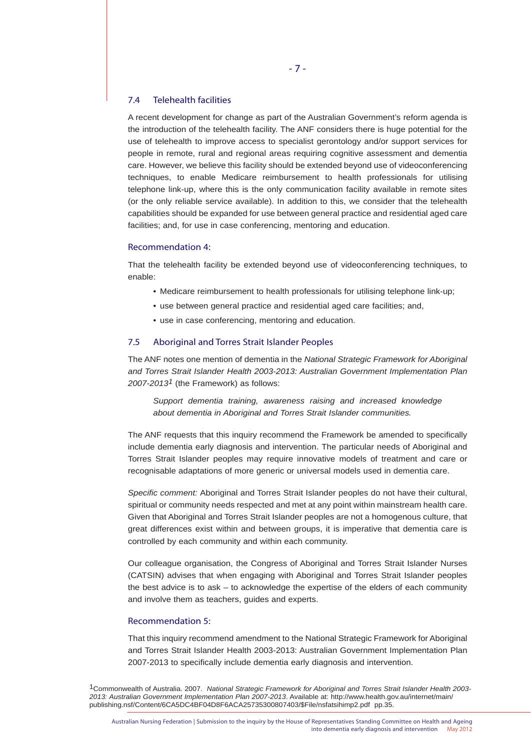### 7.4 Telehealth facilities

A recent development for change as part of the Australian Government's reform agenda is the introduction of the telehealth facility. The ANF considers there is huge potential for the use of telehealth to improve access to specialist gerontology and/or support services for people in remote, rural and regional areas requiring cognitive assessment and dementia care. However, we believe this facility should be extended beyond use of videoconferencing techniques, to enable Medicare reimbursement to health professionals for utilising telephone link-up, where this is the only communication facility available in remote sites (or the only reliable service available). In addition to this, we consider that the telehealth capabilities should be expanded for use between general practice and residential aged care facilities; and, for use in case conferencing, mentoring and education.

#### Recommendation 4:

That the telehealth facility be extended beyond use of videoconferencing techniques, to enable:

- Medicare reimbursement to health professionals for utilising telephone link-up;
- use between general practice and residential aged care facilities; and,
- use in case conferencing, mentoring and education.

### 7.5 Aboriginal and Torres Strait Islander Peoples

The ANF notes one mention of dementia in the *National Strategic Framework for Aboriginal and Torres Strait Islander Health 2003-2013: Australian Government Implementation Plan 2007-2013*[1] (the Framework) as follows:

> *Support dementia training, awareness raising and increased knowledge about dementia in Aboriginal and Torres Strait Islander communities.*

The ANF requests that this inquiry recommend the Framework be amended to specifically include dementia early diagnosis and intervention. The particular needs of Aboriginal and Torres Strait Islander peoples may require innovative models of treatment and care or recognisable adaptations of more generic or universal models used in dementia care.

*Specific comment:* Aboriginal and Torres Strait Islander peoples do not have their cultural, spiritual or community needs respected and met at any point within mainstream health care. Given that Aboriginal and Torres Strait Islander peoples are not a homogenous culture, that great differences exist within and between groups, it is imperative that dementia care is controlled by each community and within each community.

Our colleague organisation, the Congress of Aboriginal and Torres Strait Islander Nurses (CATSIN) advises that when engaging with Aboriginal and Torres Strait Islander peoples the best advice is to ask – to acknowledge the expertise of the elders of each community and involve them as teachers, guides and experts.

#### Recommendation 5:

That this inquiry recommend amendment to the National Strategic Framework for Aboriginal and Torres Strait Islander Health 2003-2013: Australian Government Implementation Plan 2007-2013 to specifically include dementia early diagnosis and intervention.

[1] Commonwealth of Australia. 2007. *National Strategic Framework for Aboriginal and Torres Strait Islander Health 2003-2013: Australian Government Implementation Plan 2007-2013*. Available at: http://www.health.gov.au/internet/main/publishing.nsf/Content/6CA5DC4BF04D8F6ACA25735300807403/$File/nsfatsihimp2.pdf pp.35.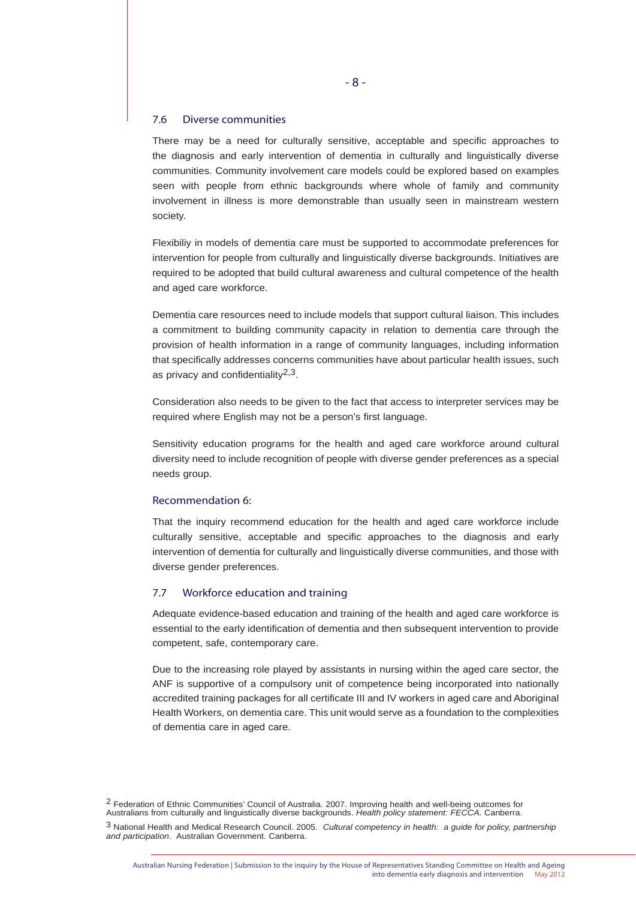## 7.6 Diverse communities

There may be a need for culturally sensitive, acceptable and specific approaches to the diagnosis and early intervention of dementia in culturally and linguistically diverse communities. Community involvement care models could be explored based on examples seen with people from ethnic backgrounds where whole of family and community involvement in illness is more demonstrable than usually seen in mainstream western society.

Flexibiliy in models of dementia care must be supported to accommodate preferences for intervention for people from culturally and linguistically diverse backgrounds. Initiatives are required to be adopted that build cultural awareness and cultural competence of the health and aged care workforce.

Dementia care resources need to include models that support cultural liaison. This includes a commitment to building community capacity in relation to dementia care through the provision of health information in a range of community languages, including information that specifically addresses concerns communities have about particular health issues, such as privacy and confidentiality[2,3].

Consideration also needs to be given to the fact that access to interpreter services may be required where English may not be a person's first language.

Sensitivity education programs for the health and aged care workforce around cultural diversity need to include recognition of people with diverse gender preferences as a special needs group.

### Recommendation 6:

That the inquiry recommend education for the health and aged care workforce include culturally sensitive, acceptable and specific approaches to the diagnosis and early intervention of dementia for culturally and linguistically diverse communities, and those with diverse gender preferences.

## 7.7 Workforce education and training

Adequate evidence-based education and training of the health and aged care workforce is essential to the early identification of dementia and then subsequent intervention to provide competent, safe, contemporary care.

Due to the increasing role played by assistants in nursing within the aged care sector, the ANF is supportive of a compulsory unit of competence being incorporated into nationally accredited training packages for all certificate III and IV workers in aged care and Aboriginal Health Workers, on dementia care. This unit would serve as a foundation to the complexities of dementia care in aged care.

[2] Federation of Ethnic Communities' Council of Australia. 2007. Improving health and well-being outcomes for Australians from culturally and linguistically diverse backgrounds. *Health policy statement: FECCA.* Canberra.

[3] National Health and Medical Research Council. 2005. *Cultural competency in health: a guide for policy, partnership and participation*. Australian Government. Canberra.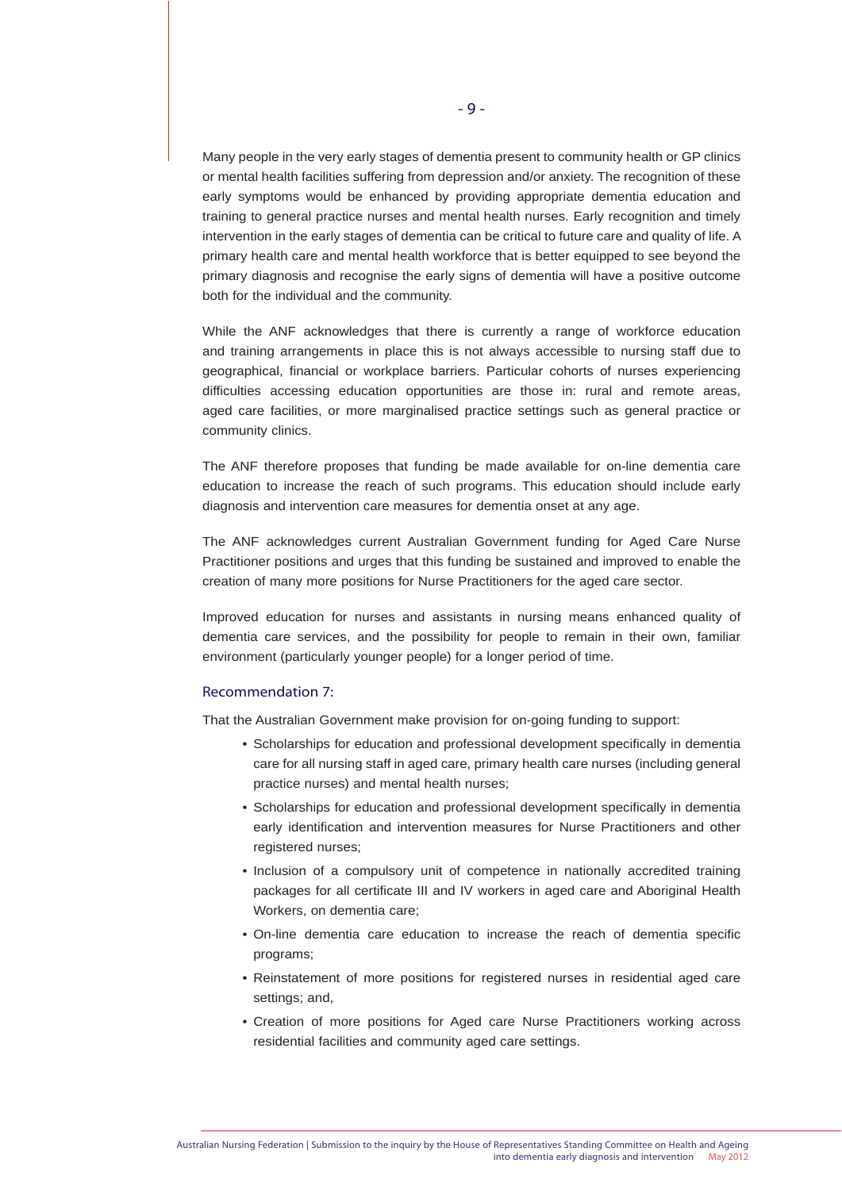Many people in the very early stages of dementia present to community health or GP clinics or mental health facilities suffering from depression and/or anxiety. The recognition of these early symptoms would be enhanced by providing appropriate dementia education and training to general practice nurses and mental health nurses. Early recognition and timely intervention in the early stages of dementia can be critical to future care and quality of life. A primary health care and mental health workforce that is better equipped to see beyond the primary diagnosis and recognise the early signs of dementia will have a positive outcome both for the individual and the community.

While the ANF acknowledges that there is currently a range of workforce education and training arrangements in place this is not always accessible to nursing staff due to geographical, financial or workplace barriers. Particular cohorts of nurses experiencing difficulties accessing education opportunities are those in: rural and remote areas, aged care facilities, or more marginalised practice settings such as general practice or community clinics.

The ANF therefore proposes that funding be made available for on-line dementia care education to increase the reach of such programs. This education should include early diagnosis and intervention care measures for dementia onset at any age.

The ANF acknowledges current Australian Government funding for Aged Care Nurse Practitioner positions and urges that this funding be sustained and improved to enable the creation of many more positions for Nurse Practitioners for the aged care sector.

Improved education for nurses and assistants in nursing means enhanced quality of dementia care services, and the possibility for people to remain in their own, familiar environment (particularly younger people) for a longer period of time.

### Recommendation 7:

That the Australian Government make provision for on-going funding to support:

- Scholarships for education and professional development specifically in dementia care for all nursing staff in aged care, primary health care nurses (including general practice nurses) and mental health nurses;
- Scholarships for education and professional development specifically in dementia early identification and intervention measures for Nurse Practitioners and other registered nurses;
- Inclusion of a compulsory unit of competence in nationally accredited training packages for all certificate III and IV workers in aged care and Aboriginal Health Workers, on dementia care;
- On-line dementia care education to increase the reach of dementia specific programs;
- Reinstatement of more positions for registered nurses in residential aged care settings; and,
- Creation of more positions for Aged care Nurse Practitioners working across residential facilities and community aged care settings.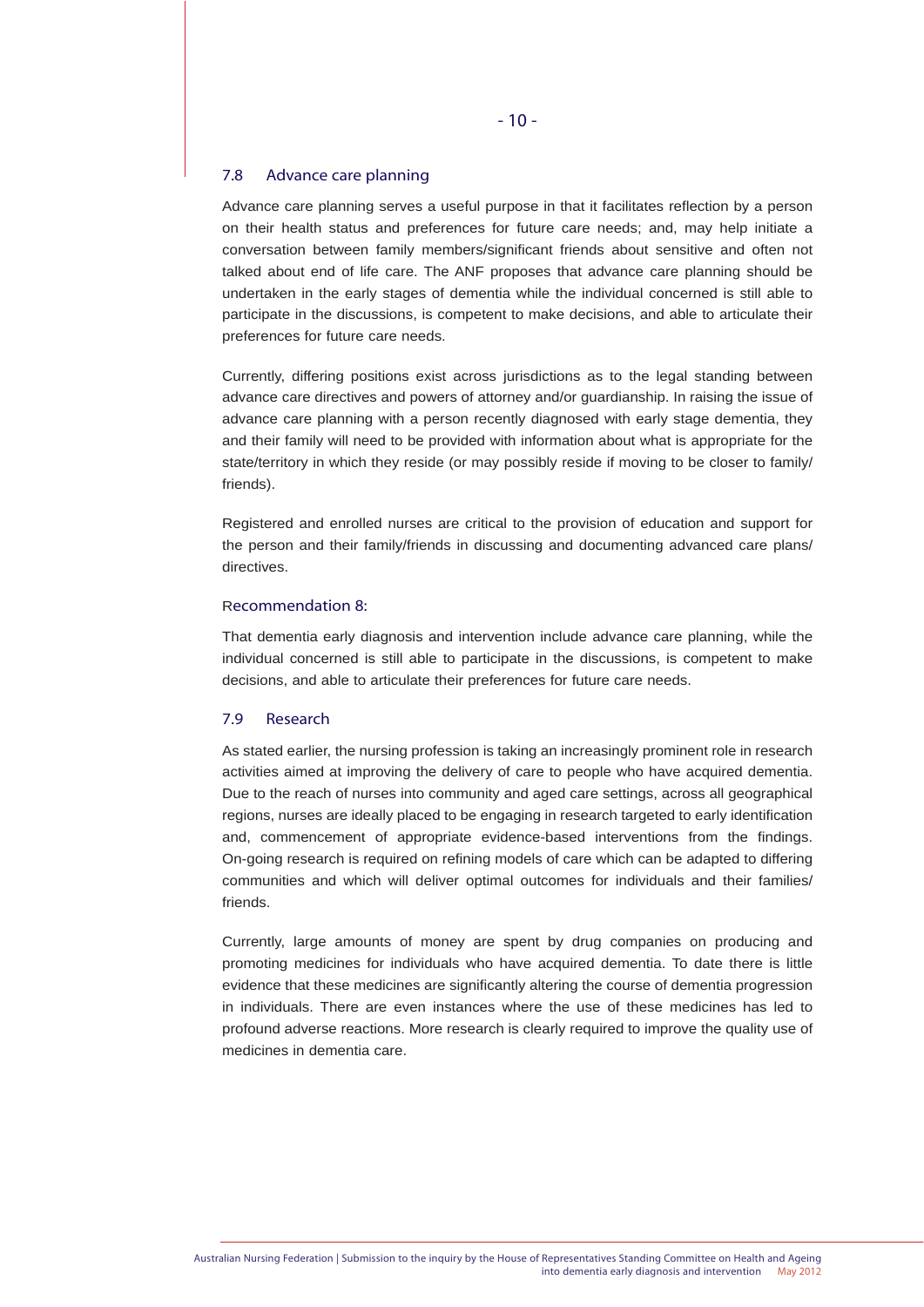## 7.8 Advance care planning

Advance care planning serves a useful purpose in that it facilitates reflection by a person on their health status and preferences for future care needs; and, may help initiate a conversation between family members/significant friends about sensitive and often not talked about end of life care. The ANF proposes that advance care planning should be undertaken in the early stages of dementia while the individual concerned is still able to participate in the discussions, is competent to make decisions, and able to articulate their preferences for future care needs.

Currently, differing positions exist across jurisdictions as to the legal standing between advance care directives and powers of attorney and/or guardianship. In raising the issue of advance care planning with a person recently diagnosed with early stage dementia, they and their family will need to be provided with information about what is appropriate for the state/territory in which they reside (or may possibly reside if moving to be closer to family/friends).

Registered and enrolled nurses are critical to the provision of education and support for the person and their family/friends in discussing and documenting advanced care plans/directives.

### Recommendation 8:

That dementia early diagnosis and intervention include advance care planning, while the individual concerned is still able to participate in the discussions, is competent to make decisions, and able to articulate their preferences for future care needs.

## 7.9 Research

As stated earlier, the nursing profession is taking an increasingly prominent role in research activities aimed at improving the delivery of care to people who have acquired dementia. Due to the reach of nurses into community and aged care settings, across all geographical regions, nurses are ideally placed to be engaging in research targeted to early identification and, commencement of appropriate evidence-based interventions from the findings. On-going research is required on refining models of care which can be adapted to differing communities and which will deliver optimal outcomes for individuals and their families/friends.

Currently, large amounts of money are spent by drug companies on producing and promoting medicines for individuals who have acquired dementia. To date there is little evidence that these medicines are significantly altering the course of dementia progression in individuals. There are even instances where the use of these medicines has led to profound adverse reactions. More research is clearly required to improve the quality use of medicines in dementia care.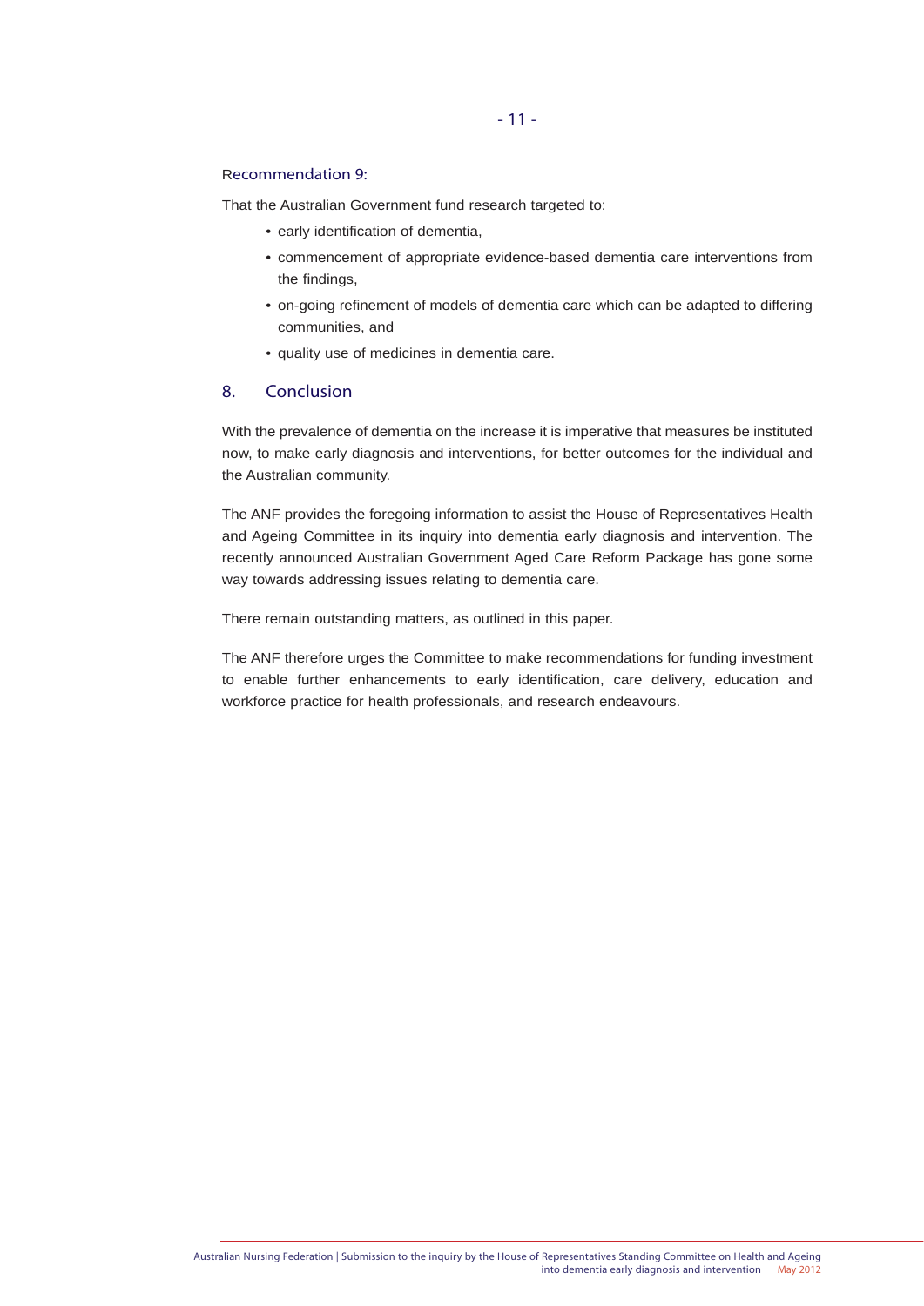Recommendation 9:

That the Australian Government fund research targeted to:

- early identification of dementia,
- commencement of appropriate evidence-based dementia care interventions from the findings,
- on-going refinement of models of dementia care which can be adapted to differing communities, and
- quality use of medicines in dementia care.

## 8. Conclusion

With the prevalence of dementia on the increase it is imperative that measures be instituted now, to make early diagnosis and interventions, for better outcomes for the individual and the Australian community.

The ANF provides the foregoing information to assist the House of Representatives Health and Ageing Committee in its inquiry into dementia early diagnosis and intervention. The recently announced Australian Government Aged Care Reform Package has gone some way towards addressing issues relating to dementia care.

There remain outstanding matters, as outlined in this paper.

The ANF therefore urges the Committee to make recommendations for funding investment to enable further enhancements to early identification, care delivery, education and workforce practice for health professionals, and research endeavours.